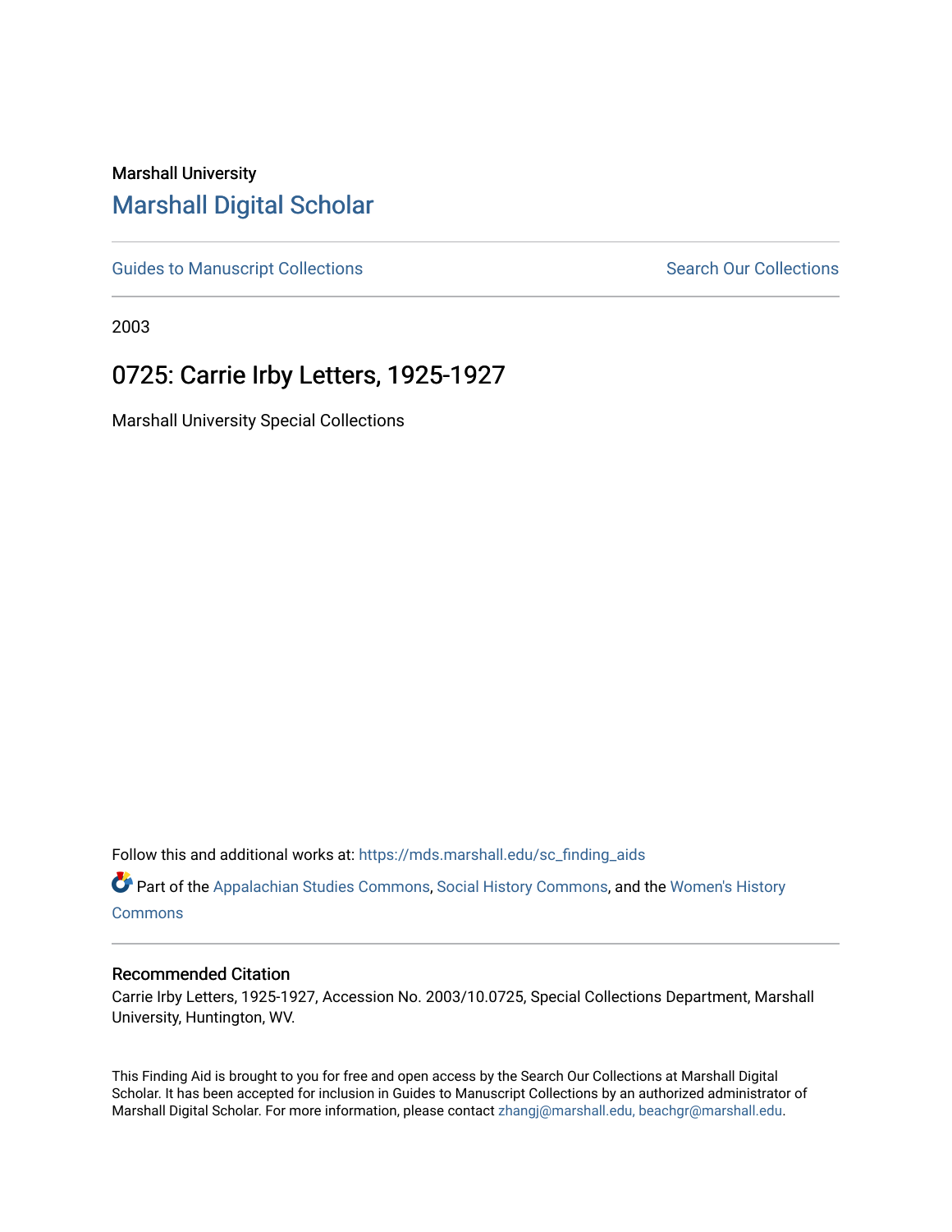Marshall University

# Marshall Digital Scholar

Guides to Manuscript Collections | Search Our Collections

2003

## 0725: Carrie Irby Letters, 1925-1927

Marshall University Special Collections

Follow this and additional works at: https://mds.marshall.edu/sc_finding_aids

Part of the Appalachian Studies Commons, Social History Commons, and the Women's History Commons

### Recommended Citation

Carrie Irby Letters, 1925-1927, Accession No. 2003/10.0725, Special Collections Department, Marshall University, Huntington, WV.

This Finding Aid is brought to you for free and open access by the Search Our Collections at Marshall Digital Scholar. It has been accepted for inclusion in Guides to Manuscript Collections by an authorized administrator of Marshall Digital Scholar. For more information, please contact zhangj@marshall.edu, beachgr@marshall.edu.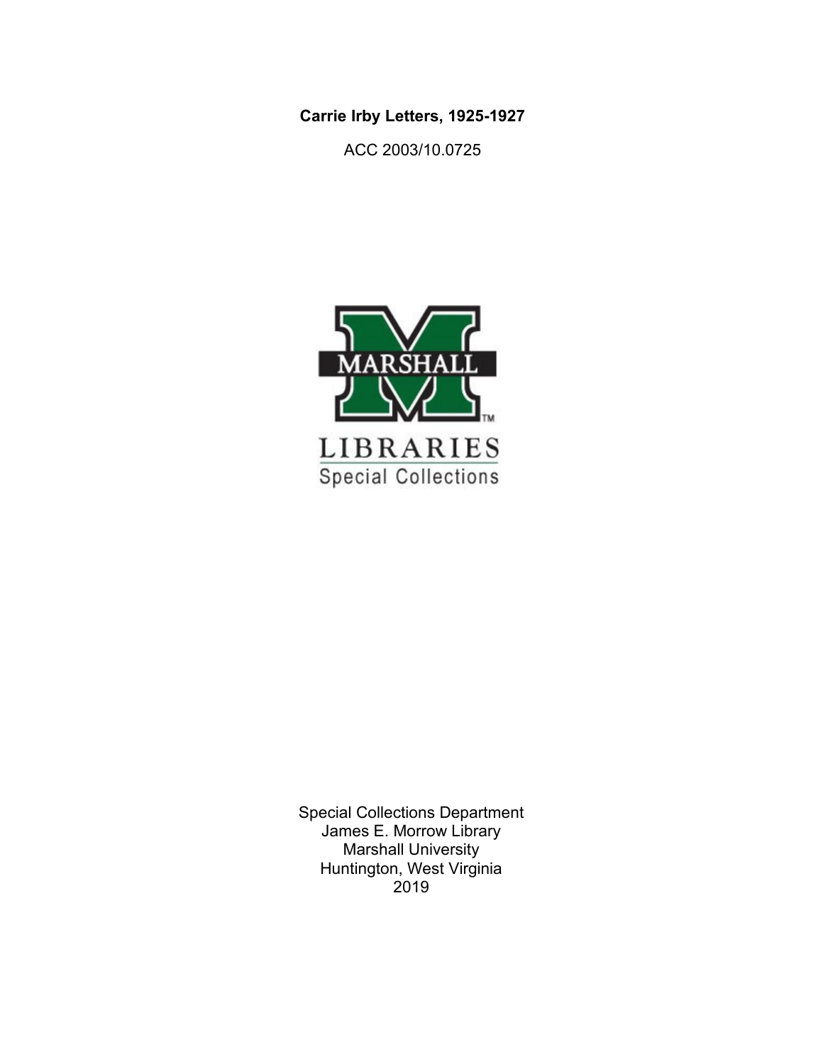**Carrie Irby Letters, 1925-1927**

ACC 2003/10.0725

Special Collections Department
James E. Morrow Library
Marshall University
Huntington, West Virginia
2019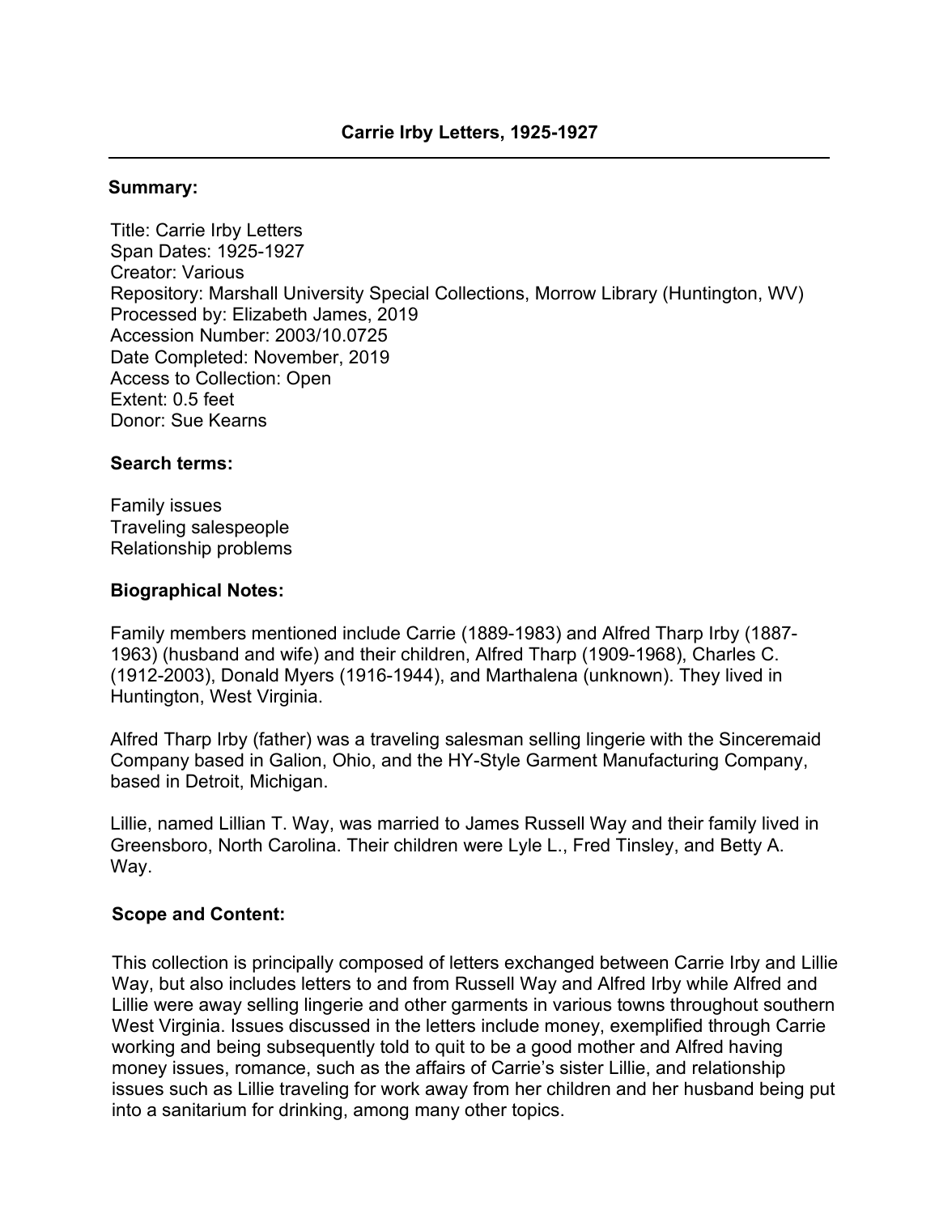## Carrie Irby Letters, 1925-1927

### Summary:

Title: Carrie Irby Letters
Span Dates: 1925-1927
Creator: Various
Repository: Marshall University Special Collections, Morrow Library (Huntington, WV)
Processed by: Elizabeth James, 2019
Accession Number: 2003/10.0725
Date Completed: November, 2019
Access to Collection: Open
Extent: 0.5 feet
Donor: Sue Kearns

### Search terms:

Family issues
Traveling salespeople
Relationship problems

### Biographical Notes:

Family members mentioned include Carrie (1889-1983) and Alfred Tharp Irby (1887-1963) (husband and wife) and their children, Alfred Tharp (1909-1968), Charles C. (1912-2003), Donald Myers (1916-1944), and Marthalena (unknown). They lived in Huntington, West Virginia.

Alfred Tharp Irby (father) was a traveling salesman selling lingerie with the Sinceremaid Company based in Galion, Ohio, and the HY-Style Garment Manufacturing Company, based in Detroit, Michigan.

Lillie, named Lillian T. Way, was married to James Russell Way and their family lived in Greensboro, North Carolina. Their children were Lyle L., Fred Tinsley, and Betty A. Way.

### Scope and Content:

This collection is principally composed of letters exchanged between Carrie Irby and Lillie Way, but also includes letters to and from Russell Way and Alfred Irby while Alfred and Lillie were away selling lingerie and other garments in various towns throughout southern West Virginia. Issues discussed in the letters include money, exemplified through Carrie working and being subsequently told to quit to be a good mother and Alfred having money issues, romance, such as the affairs of Carrie's sister Lillie, and relationship issues such as Lillie traveling for work away from her children and her husband being put into a sanitarium for drinking, among many other topics.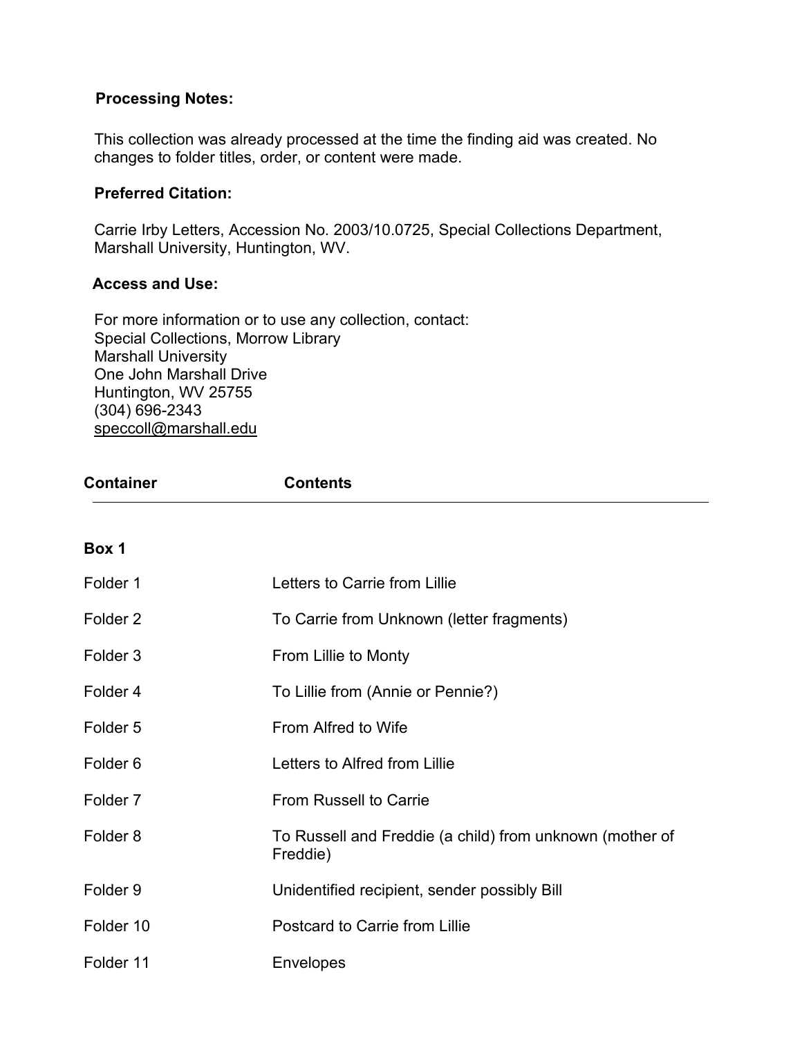**Processing Notes:**

This collection was already processed at the time the finding aid was created. No changes to folder titles, order, or content were made.

**Preferred Citation:**

Carrie Irby Letters, Accession No. 2003/10.0725, Special Collections Department, Marshall University, Huntington, WV.

**Access and Use:**

For more information or to use any collection, contact:
Special Collections, Morrow Library
Marshall University
One John Marshall Drive
Huntington, WV 25755
(304) 696-2343
speccoll@marshall.edu

| Container | Contents |
|---|---|
| **Box 1** | |
| Folder 1 | Letters to Carrie from Lillie |
| Folder 2 | To Carrie from Unknown (letter fragments) |
| Folder 3 | From Lillie to Monty |
| Folder 4 | To Lillie from (Annie or Pennie?) |
| Folder 5 | From Alfred to Wife |
| Folder 6 | Letters to Alfred from Lillie |
| Folder 7 | From Russell to Carrie |
| Folder 8 | To Russell and Freddie (a child) from unknown (mother of Freddie) |
| Folder 9 | Unidentified recipient, sender possibly Bill |
| Folder 10 | Postcard to Carrie from Lillie |
| Folder 11 | Envelopes |